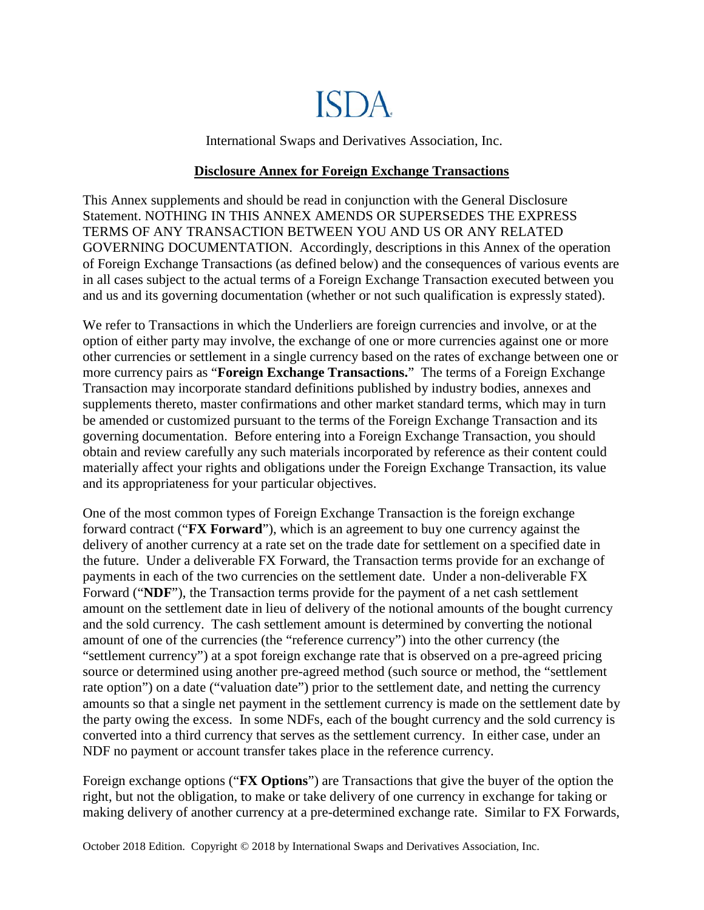# ISDA

International Swaps and Derivatives Association, Inc.

## Disclosure Annex for Foreign Exchange Transactions

This Annex supplements and should be read in conjunction with the General Disclosure Statement. NOTHING IN THIS ANNEX AMENDS OR SUPERSEDES THE EXPRESS TERMS OF ANY TRANSACTION BETWEEN YOU AND US OR ANY RELATED GOVERNING DOCUMENTATION. Accordingly, descriptions in this Annex of the operation of Foreign Exchange Transactions (as defined below) and the consequences of various events are in all cases subject to the actual terms of a Foreign Exchange Transaction executed between you and us and its governing documentation (whether or not such qualification is expressly stated).

We refer to Transactions in which the Underliers are foreign currencies and involve, or at the option of either party may involve, the exchange of one or more currencies against one or more other currencies or settlement in a single currency based on the rates of exchange between one or more currency pairs as "**Foreign Exchange Transactions.**" The terms of a Foreign Exchange Transaction may incorporate standard definitions published by industry bodies, annexes and supplements thereto, master confirmations and other market standard terms, which may in turn be amended or customized pursuant to the terms of the Foreign Exchange Transaction and its governing documentation. Before entering into a Foreign Exchange Transaction, you should obtain and review carefully any such materials incorporated by reference as their content could materially affect your rights and obligations under the Foreign Exchange Transaction, its value and its appropriateness for your particular objectives.

One of the most common types of Foreign Exchange Transaction is the foreign exchange forward contract ("**FX Forward**"), which is an agreement to buy one currency against the delivery of another currency at a rate set on the trade date for settlement on a specified date in the future. Under a deliverable FX Forward, the Transaction terms provide for an exchange of payments in each of the two currencies on the settlement date. Under a non-deliverable FX Forward ("**NDF**"), the Transaction terms provide for the payment of a net cash settlement amount on the settlement date in lieu of delivery of the notional amounts of the bought currency and the sold currency. The cash settlement amount is determined by converting the notional amount of one of the currencies (the "reference currency") into the other currency (the "settlement currency") at a spot foreign exchange rate that is observed on a pre-agreed pricing source or determined using another pre-agreed method (such source or method, the "settlement rate option") on a date ("valuation date") prior to the settlement date, and netting the currency amounts so that a single net payment in the settlement currency is made on the settlement date by the party owing the excess. In some NDFs, each of the bought currency and the sold currency is converted into a third currency that serves as the settlement currency. In either case, under an NDF no payment or account transfer takes place in the reference currency.

Foreign exchange options ("**FX Options**") are Transactions that give the buyer of the option the right, but not the obligation, to make or take delivery of one currency in exchange for taking or making delivery of another currency at a pre-determined exchange rate. Similar to FX Forwards,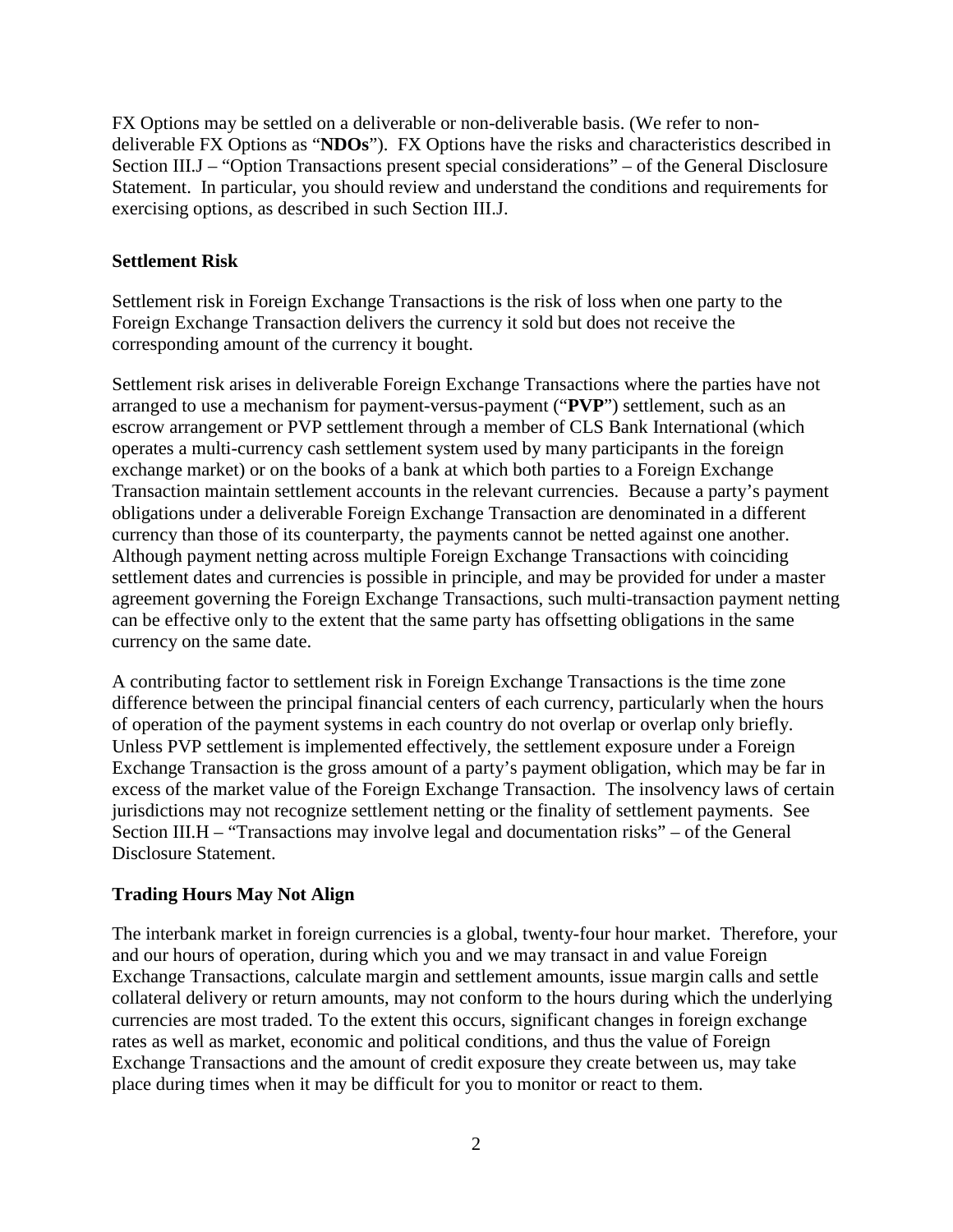FX Options may be settled on a deliverable or non-deliverable basis. (We refer to non-deliverable FX Options as "**NDOs**"). FX Options have the risks and characteristics described in Section III.J – "Option Transactions present special considerations" – of the General Disclosure Statement. In particular, you should review and understand the conditions and requirements for exercising options, as described in such Section III.J.

**Settlement Risk**

Settlement risk in Foreign Exchange Transactions is the risk of loss when one party to the Foreign Exchange Transaction delivers the currency it sold but does not receive the corresponding amount of the currency it bought.

Settlement risk arises in deliverable Foreign Exchange Transactions where the parties have not arranged to use a mechanism for payment-versus-payment ("**PVP**") settlement, such as an escrow arrangement or PVP settlement through a member of CLS Bank International (which operates a multi-currency cash settlement system used by many participants in the foreign exchange market) or on the books of a bank at which both parties to a Foreign Exchange Transaction maintain settlement accounts in the relevant currencies. Because a party's payment obligations under a deliverable Foreign Exchange Transaction are denominated in a different currency than those of its counterparty, the payments cannot be netted against one another. Although payment netting across multiple Foreign Exchange Transactions with coinciding settlement dates and currencies is possible in principle, and may be provided for under a master agreement governing the Foreign Exchange Transactions, such multi-transaction payment netting can be effective only to the extent that the same party has offsetting obligations in the same currency on the same date.

A contributing factor to settlement risk in Foreign Exchange Transactions is the time zone difference between the principal financial centers of each currency, particularly when the hours of operation of the payment systems in each country do not overlap or overlap only briefly. Unless PVP settlement is implemented effectively, the settlement exposure under a Foreign Exchange Transaction is the gross amount of a party's payment obligation, which may be far in excess of the market value of the Foreign Exchange Transaction. The insolvency laws of certain jurisdictions may not recognize settlement netting or the finality of settlement payments. See Section III.H – "Transactions may involve legal and documentation risks" – of the General Disclosure Statement.

**Trading Hours May Not Align**

The interbank market in foreign currencies is a global, twenty-four hour market. Therefore, your and our hours of operation, during which you and we may transact in and value Foreign Exchange Transactions, calculate margin and settlement amounts, issue margin calls and settle collateral delivery or return amounts, may not conform to the hours during which the underlying currencies are most traded. To the extent this occurs, significant changes in foreign exchange rates as well as market, economic and political conditions, and thus the value of Foreign Exchange Transactions and the amount of credit exposure they create between us, may take place during times when it may be difficult for you to monitor or react to them.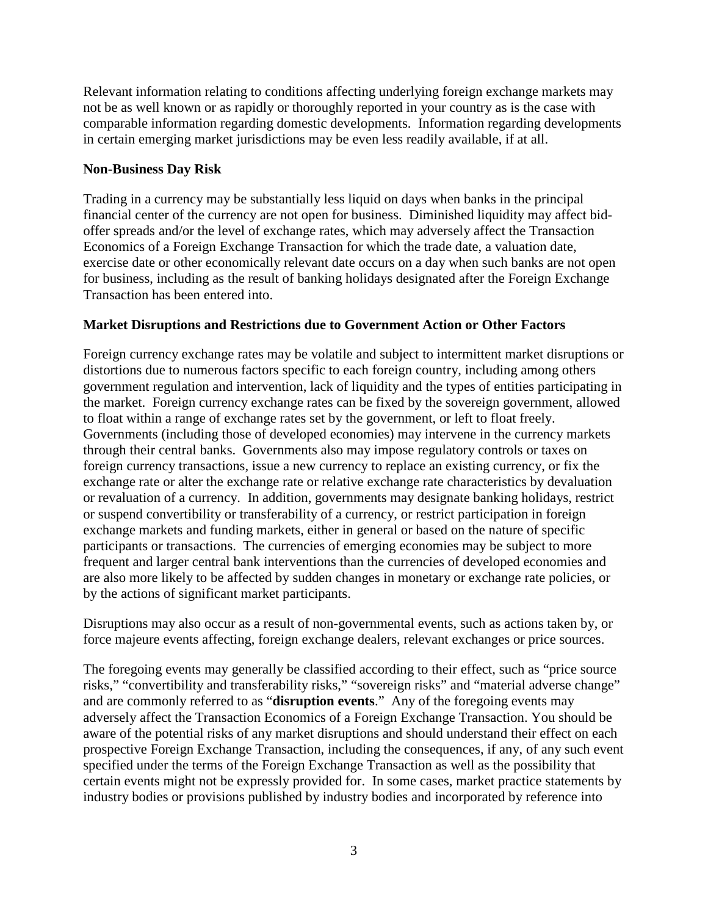Relevant information relating to conditions affecting underlying foreign exchange markets may not be as well known or as rapidly or thoroughly reported in your country as is the case with comparable information regarding domestic developments. Information regarding developments in certain emerging market jurisdictions may be even less readily available, if at all.

**Non-Business Day Risk**

Trading in a currency may be substantially less liquid on days when banks in the principal financial center of the currency are not open for business. Diminished liquidity may affect bid-offer spreads and/or the level of exchange rates, which may adversely affect the Transaction Economics of a Foreign Exchange Transaction for which the trade date, a valuation date, exercise date or other economically relevant date occurs on a day when such banks are not open for business, including as the result of banking holidays designated after the Foreign Exchange Transaction has been entered into.

**Market Disruptions and Restrictions due to Government Action or Other Factors**

Foreign currency exchange rates may be volatile and subject to intermittent market disruptions or distortions due to numerous factors specific to each foreign country, including among others government regulation and intervention, lack of liquidity and the types of entities participating in the market. Foreign currency exchange rates can be fixed by the sovereign government, allowed to float within a range of exchange rates set by the government, or left to float freely. Governments (including those of developed economies) may intervene in the currency markets through their central banks. Governments also may impose regulatory controls or taxes on foreign currency transactions, issue a new currency to replace an existing currency, or fix the exchange rate or alter the exchange rate or relative exchange rate characteristics by devaluation or revaluation of a currency. In addition, governments may designate banking holidays, restrict or suspend convertibility or transferability of a currency, or restrict participation in foreign exchange markets and funding markets, either in general or based on the nature of specific participants or transactions. The currencies of emerging economies may be subject to more frequent and larger central bank interventions than the currencies of developed economies and are also more likely to be affected by sudden changes in monetary or exchange rate policies, or by the actions of significant market participants.

Disruptions may also occur as a result of non-governmental events, such as actions taken by, or force majeure events affecting, foreign exchange dealers, relevant exchanges or price sources.

The foregoing events may generally be classified according to their effect, such as "price source risks," "convertibility and transferability risks," "sovereign risks" and "material adverse change" and are commonly referred to as "**disruption events**." Any of the foregoing events may adversely affect the Transaction Economics of a Foreign Exchange Transaction. You should be aware of the potential risks of any market disruptions and should understand their effect on each prospective Foreign Exchange Transaction, including the consequences, if any, of any such event specified under the terms of the Foreign Exchange Transaction as well as the possibility that certain events might not be expressly provided for. In some cases, market practice statements by industry bodies or provisions published by industry bodies and incorporated by reference into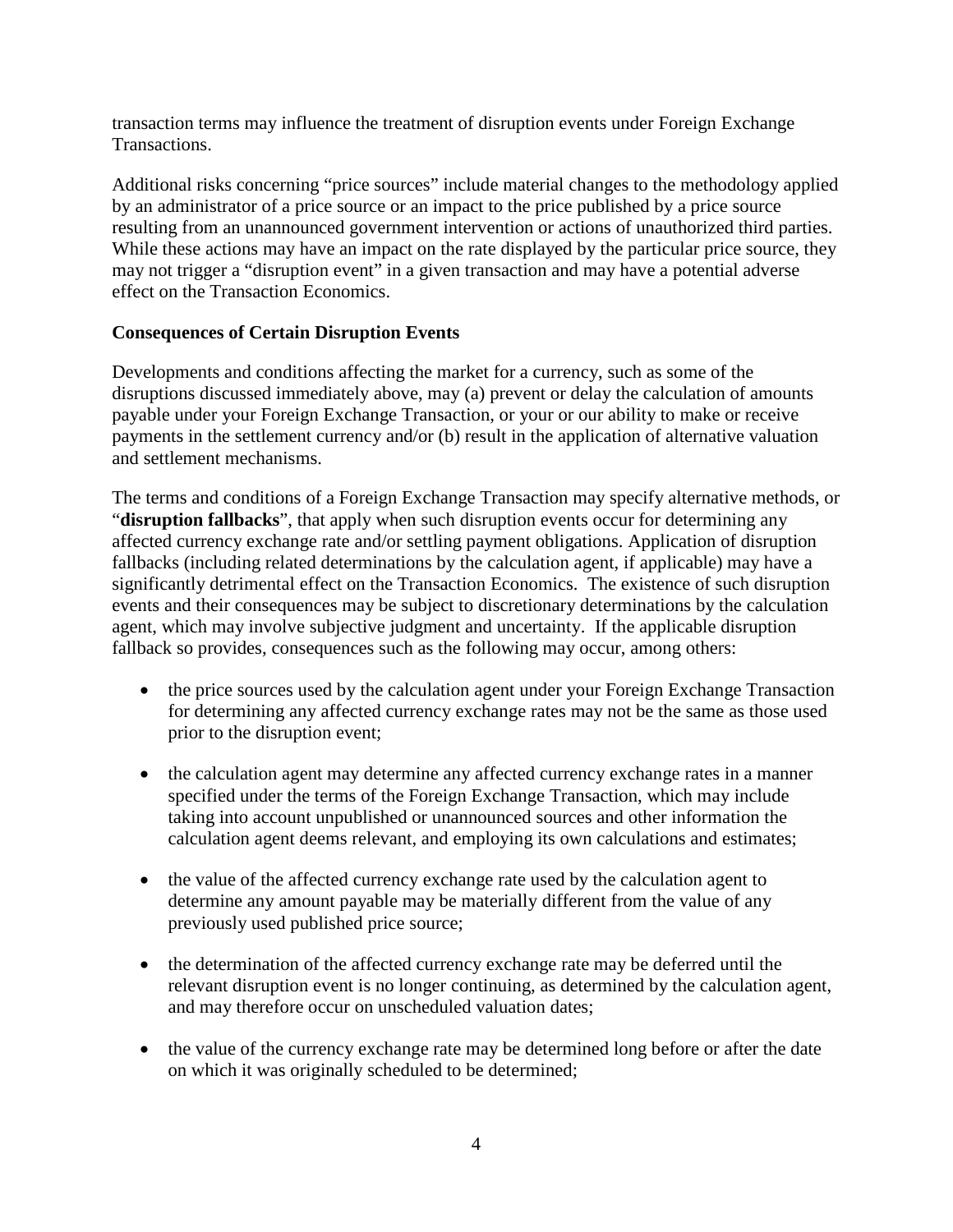transaction terms may influence the treatment of disruption events under Foreign Exchange Transactions.

Additional risks concerning "price sources" include material changes to the methodology applied by an administrator of a price source or an impact to the price published by a price source resulting from an unannounced government intervention or actions of unauthorized third parties. While these actions may have an impact on the rate displayed by the particular price source, they may not trigger a "disruption event" in a given transaction and may have a potential adverse effect on the Transaction Economics.

**Consequences of Certain Disruption Events**

Developments and conditions affecting the market for a currency, such as some of the disruptions discussed immediately above, may (a) prevent or delay the calculation of amounts payable under your Foreign Exchange Transaction, or your or our ability to make or receive payments in the settlement currency and/or (b) result in the application of alternative valuation and settlement mechanisms.

The terms and conditions of a Foreign Exchange Transaction may specify alternative methods, or "**disruption fallbacks**", that apply when such disruption events occur for determining any affected currency exchange rate and/or settling payment obligations. Application of disruption fallbacks (including related determinations by the calculation agent, if applicable) may have a significantly detrimental effect on the Transaction Economics. The existence of such disruption events and their consequences may be subject to discretionary determinations by the calculation agent, which may involve subjective judgment and uncertainty. If the applicable disruption fallback so provides, consequences such as the following may occur, among others:

- the price sources used by the calculation agent under your Foreign Exchange Transaction for determining any affected currency exchange rates may not be the same as those used prior to the disruption event;
- the calculation agent may determine any affected currency exchange rates in a manner specified under the terms of the Foreign Exchange Transaction, which may include taking into account unpublished or unannounced sources and other information the calculation agent deems relevant, and employing its own calculations and estimates;
- the value of the affected currency exchange rate used by the calculation agent to determine any amount payable may be materially different from the value of any previously used published price source;
- the determination of the affected currency exchange rate may be deferred until the relevant disruption event is no longer continuing, as determined by the calculation agent, and may therefore occur on unscheduled valuation dates;
- the value of the currency exchange rate may be determined long before or after the date on which it was originally scheduled to be determined;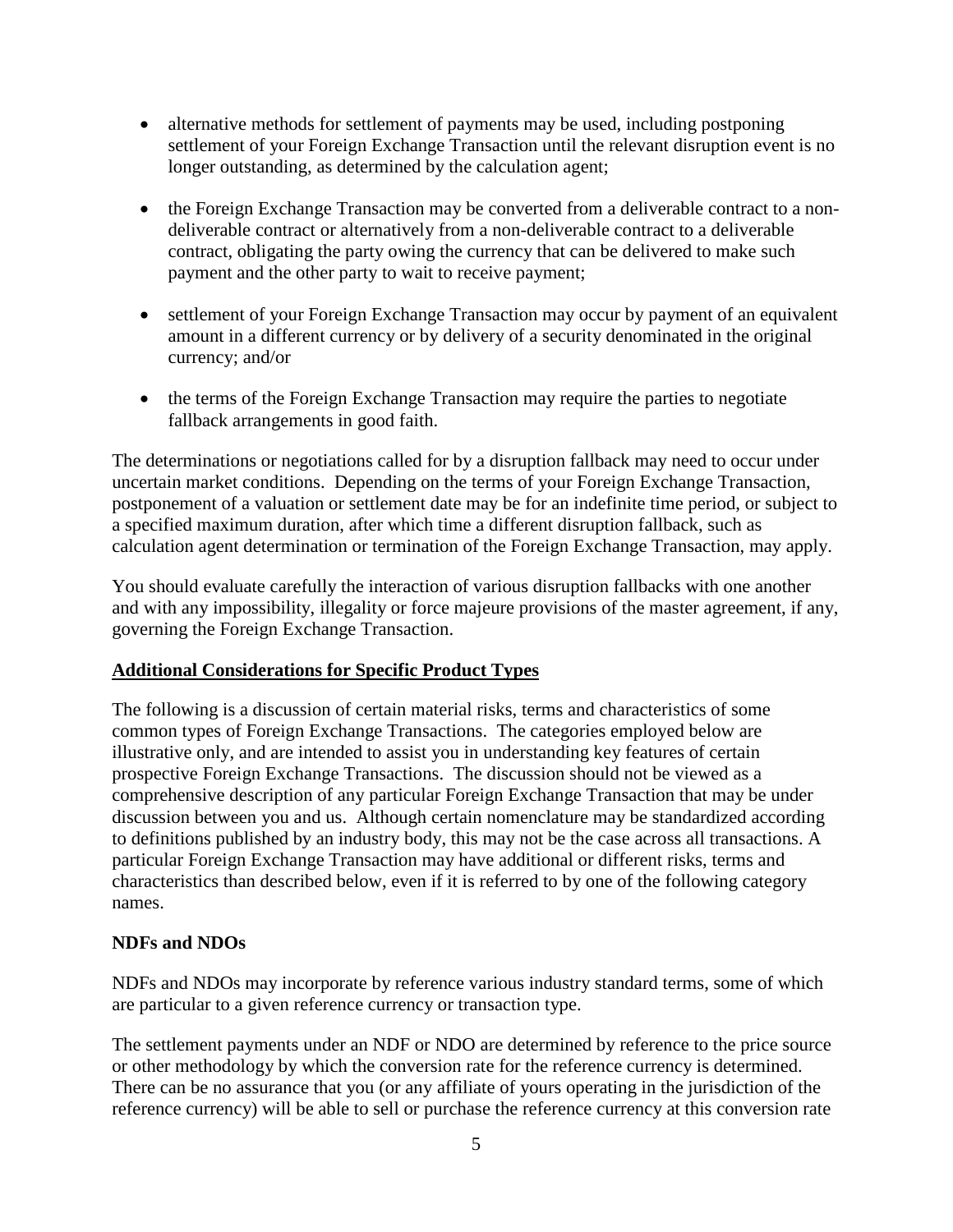- alternative methods for settlement of payments may be used, including postponing settlement of your Foreign Exchange Transaction until the relevant disruption event is no longer outstanding, as determined by the calculation agent;

- the Foreign Exchange Transaction may be converted from a deliverable contract to a non-deliverable contract or alternatively from a non-deliverable contract to a deliverable contract, obligating the party owing the currency that can be delivered to make such payment and the other party to wait to receive payment;

- settlement of your Foreign Exchange Transaction may occur by payment of an equivalent amount in a different currency or by delivery of a security denominated in the original currency; and/or

- the terms of the Foreign Exchange Transaction may require the parties to negotiate fallback arrangements in good faith.

The determinations or negotiations called for by a disruption fallback may need to occur under uncertain market conditions. Depending on the terms of your Foreign Exchange Transaction, postponement of a valuation or settlement date may be for an indefinite time period, or subject to a specified maximum duration, after which time a different disruption fallback, such as calculation agent determination or termination of the Foreign Exchange Transaction, may apply.

You should evaluate carefully the interaction of various disruption fallbacks with one another and with any impossibility, illegality or force majeure provisions of the master agreement, if any, governing the Foreign Exchange Transaction.

## Additional Considerations for Specific Product Types

The following is a discussion of certain material risks, terms and characteristics of some common types of Foreign Exchange Transactions. The categories employed below are illustrative only, and are intended to assist you in understanding key features of certain prospective Foreign Exchange Transactions. The discussion should not be viewed as a comprehensive description of any particular Foreign Exchange Transaction that may be under discussion between you and us. Although certain nomenclature may be standardized according to definitions published by an industry body, this may not be the case across all transactions. A particular Foreign Exchange Transaction may have additional or different risks, terms and characteristics than described below, even if it is referred to by one of the following category names.

### NDFs and NDOs

NDFs and NDOs may incorporate by reference various industry standard terms, some of which are particular to a given reference currency or transaction type.

The settlement payments under an NDF or NDO are determined by reference to the price source or other methodology by which the conversion rate for the reference currency is determined. There can be no assurance that you (or any affiliate of yours operating in the jurisdiction of the reference currency) will be able to sell or purchase the reference currency at this conversion rate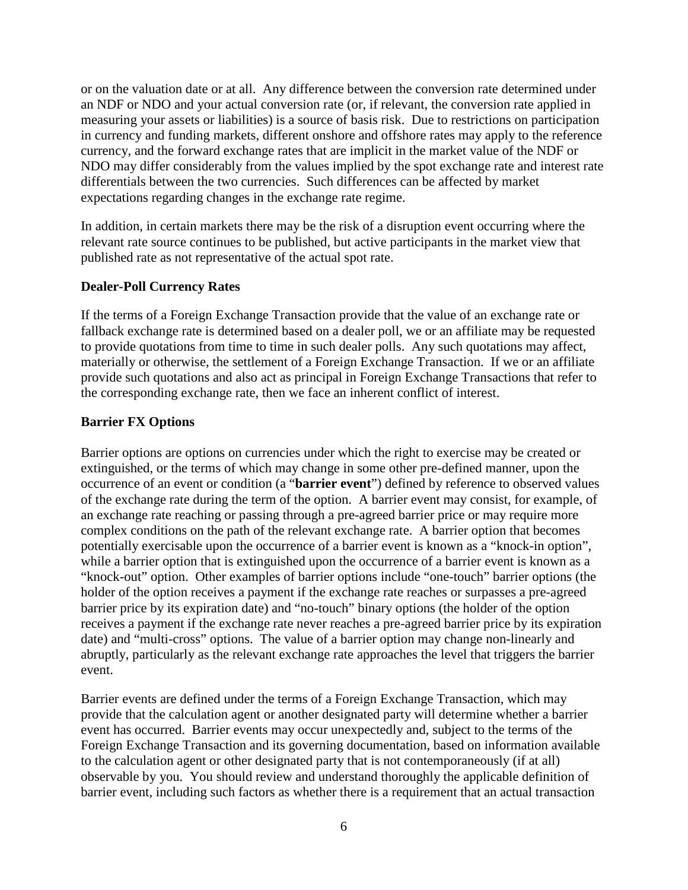or on the valuation date or at all. Any difference between the conversion rate determined under an NDF or NDO and your actual conversion rate (or, if relevant, the conversion rate applied in measuring your assets or liabilities) is a source of basis risk. Due to restrictions on participation in currency and funding markets, different onshore and offshore rates may apply to the reference currency, and the forward exchange rates that are implicit in the market value of the NDF or NDO may differ considerably from the values implied by the spot exchange rate and interest rate differentials between the two currencies. Such differences can be affected by market expectations regarding changes in the exchange rate regime.

In addition, in certain markets there may be the risk of a disruption event occurring where the relevant rate source continues to be published, but active participants in the market view that published rate as not representative of the actual spot rate.

**Dealer-Poll Currency Rates**

If the terms of a Foreign Exchange Transaction provide that the value of an exchange rate or fallback exchange rate is determined based on a dealer poll, we or an affiliate may be requested to provide quotations from time to time in such dealer polls. Any such quotations may affect, materially or otherwise, the settlement of a Foreign Exchange Transaction. If we or an affiliate provide such quotations and also act as principal in Foreign Exchange Transactions that refer to the corresponding exchange rate, then we face an inherent conflict of interest.

**Barrier FX Options**

Barrier options are options on currencies under which the right to exercise may be created or extinguished, or the terms of which may change in some other pre-defined manner, upon the occurrence of an event or condition (a "**barrier event**") defined by reference to observed values of the exchange rate during the term of the option. A barrier event may consist, for example, of an exchange rate reaching or passing through a pre-agreed barrier price or may require more complex conditions on the path of the relevant exchange rate. A barrier option that becomes potentially exercisable upon the occurrence of a barrier event is known as a "knock-in option", while a barrier option that is extinguished upon the occurrence of a barrier event is known as a "knock-out" option. Other examples of barrier options include "one-touch" barrier options (the holder of the option receives a payment if the exchange rate reaches or surpasses a pre-agreed barrier price by its expiration date) and "no-touch" binary options (the holder of the option receives a payment if the exchange rate never reaches a pre-agreed barrier price by its expiration date) and "multi-cross" options. The value of a barrier option may change non-linearly and abruptly, particularly as the relevant exchange rate approaches the level that triggers the barrier event.

Barrier events are defined under the terms of a Foreign Exchange Transaction, which may provide that the calculation agent or another designated party will determine whether a barrier event has occurred. Barrier events may occur unexpectedly and, subject to the terms of the Foreign Exchange Transaction and its governing documentation, based on information available to the calculation agent or other designated party that is not contemporaneously (if at all) observable by you. You should review and understand thoroughly the applicable definition of barrier event, including such factors as whether there is a requirement that an actual transaction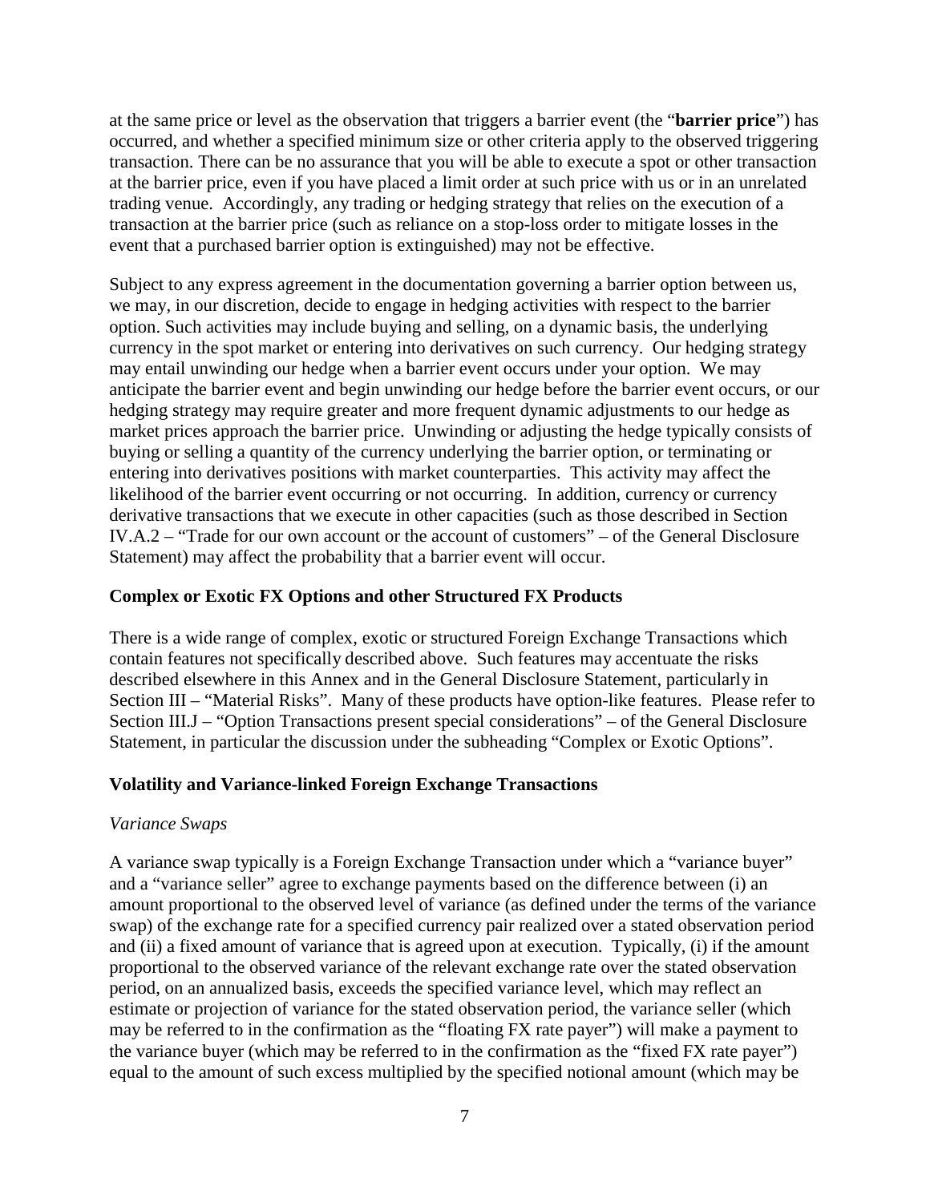at the same price or level as the observation that triggers a barrier event (the "**barrier price**") has occurred, and whether a specified minimum size or other criteria apply to the observed triggering transaction. There can be no assurance that you will be able to execute a spot or other transaction at the barrier price, even if you have placed a limit order at such price with us or in an unrelated trading venue. Accordingly, any trading or hedging strategy that relies on the execution of a transaction at the barrier price (such as reliance on a stop-loss order to mitigate losses in the event that a purchased barrier option is extinguished) may not be effective.

Subject to any express agreement in the documentation governing a barrier option between us, we may, in our discretion, decide to engage in hedging activities with respect to the barrier option. Such activities may include buying and selling, on a dynamic basis, the underlying currency in the spot market or entering into derivatives on such currency. Our hedging strategy may entail unwinding our hedge when a barrier event occurs under your option. We may anticipate the barrier event and begin unwinding our hedge before the barrier event occurs, or our hedging strategy may require greater and more frequent dynamic adjustments to our hedge as market prices approach the barrier price. Unwinding or adjusting the hedge typically consists of buying or selling a quantity of the currency underlying the barrier option, or terminating or entering into derivatives positions with market counterparties. This activity may affect the likelihood of the barrier event occurring or not occurring. In addition, currency or currency derivative transactions that we execute in other capacities (such as those described in Section IV.A.2 – "Trade for our own account or the account of customers" – of the General Disclosure Statement) may affect the probability that a barrier event will occur.

**Complex or Exotic FX Options and other Structured FX Products**

There is a wide range of complex, exotic or structured Foreign Exchange Transactions which contain features not specifically described above. Such features may accentuate the risks described elsewhere in this Annex and in the General Disclosure Statement, particularly in Section III – "Material Risks". Many of these products have option-like features. Please refer to Section III.J – "Option Transactions present special considerations" – of the General Disclosure Statement, in particular the discussion under the subheading "Complex or Exotic Options".

**Volatility and Variance-linked Foreign Exchange Transactions**

*Variance Swaps*

A variance swap typically is a Foreign Exchange Transaction under which a "variance buyer" and a "variance seller" agree to exchange payments based on the difference between (i) an amount proportional to the observed level of variance (as defined under the terms of the variance swap) of the exchange rate for a specified currency pair realized over a stated observation period and (ii) a fixed amount of variance that is agreed upon at execution. Typically, (i) if the amount proportional to the observed variance of the relevant exchange rate over the stated observation period, on an annualized basis, exceeds the specified variance level, which may reflect an estimate or projection of variance for the stated observation period, the variance seller (which may be referred to in the confirmation as the "floating FX rate payer") will make a payment to the variance buyer (which may be referred to in the confirmation as the "fixed FX rate payer") equal to the amount of such excess multiplied by the specified notional amount (which may be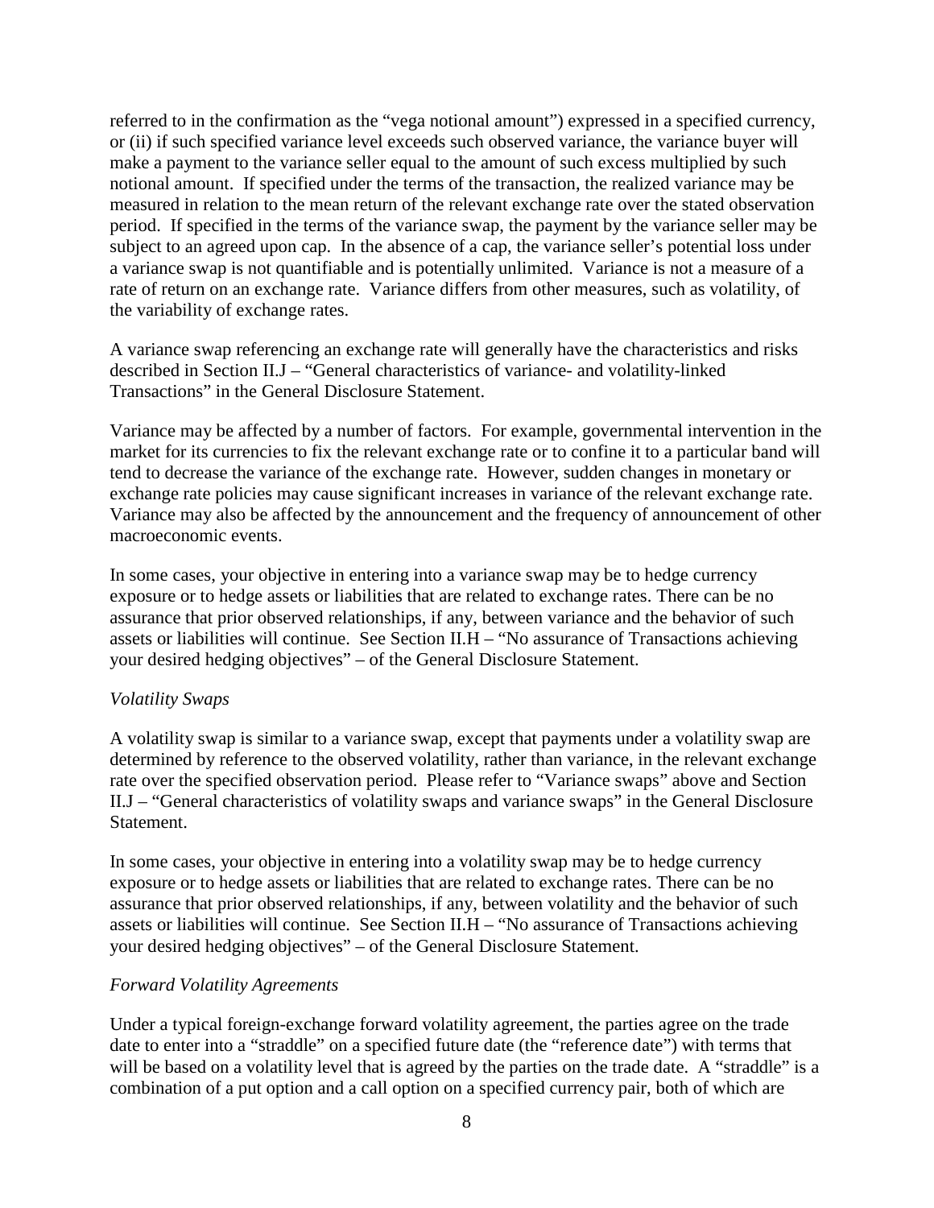referred to in the confirmation as the "vega notional amount") expressed in a specified currency, or (ii) if such specified variance level exceeds such observed variance, the variance buyer will make a payment to the variance seller equal to the amount of such excess multiplied by such notional amount. If specified under the terms of the transaction, the realized variance may be measured in relation to the mean return of the relevant exchange rate over the stated observation period. If specified in the terms of the variance swap, the payment by the variance seller may be subject to an agreed upon cap. In the absence of a cap, the variance seller's potential loss under a variance swap is not quantifiable and is potentially unlimited. Variance is not a measure of a rate of return on an exchange rate. Variance differs from other measures, such as volatility, of the variability of exchange rates.

A variance swap referencing an exchange rate will generally have the characteristics and risks described in Section II.J – "General characteristics of variance- and volatility-linked Transactions" in the General Disclosure Statement.

Variance may be affected by a number of factors. For example, governmental intervention in the market for its currencies to fix the relevant exchange rate or to confine it to a particular band will tend to decrease the variance of the exchange rate. However, sudden changes in monetary or exchange rate policies may cause significant increases in variance of the relevant exchange rate. Variance may also be affected by the announcement and the frequency of announcement of other macroeconomic events.

In some cases, your objective in entering into a variance swap may be to hedge currency exposure or to hedge assets or liabilities that are related to exchange rates. There can be no assurance that prior observed relationships, if any, between variance and the behavior of such assets or liabilities will continue. See Section II.H – "No assurance of Transactions achieving your desired hedging objectives" – of the General Disclosure Statement.

*Volatility Swaps*

A volatility swap is similar to a variance swap, except that payments under a volatility swap are determined by reference to the observed volatility, rather than variance, in the relevant exchange rate over the specified observation period. Please refer to "Variance swaps" above and Section II.J – "General characteristics of volatility swaps and variance swaps" in the General Disclosure Statement.

In some cases, your objective in entering into a volatility swap may be to hedge currency exposure or to hedge assets or liabilities that are related to exchange rates. There can be no assurance that prior observed relationships, if any, between volatility and the behavior of such assets or liabilities will continue. See Section II.H – "No assurance of Transactions achieving your desired hedging objectives" – of the General Disclosure Statement.

*Forward Volatility Agreements*

Under a typical foreign-exchange forward volatility agreement, the parties agree on the trade date to enter into a "straddle" on a specified future date (the "reference date") with terms that will be based on a volatility level that is agreed by the parties on the trade date. A "straddle" is a combination of a put option and a call option on a specified currency pair, both of which are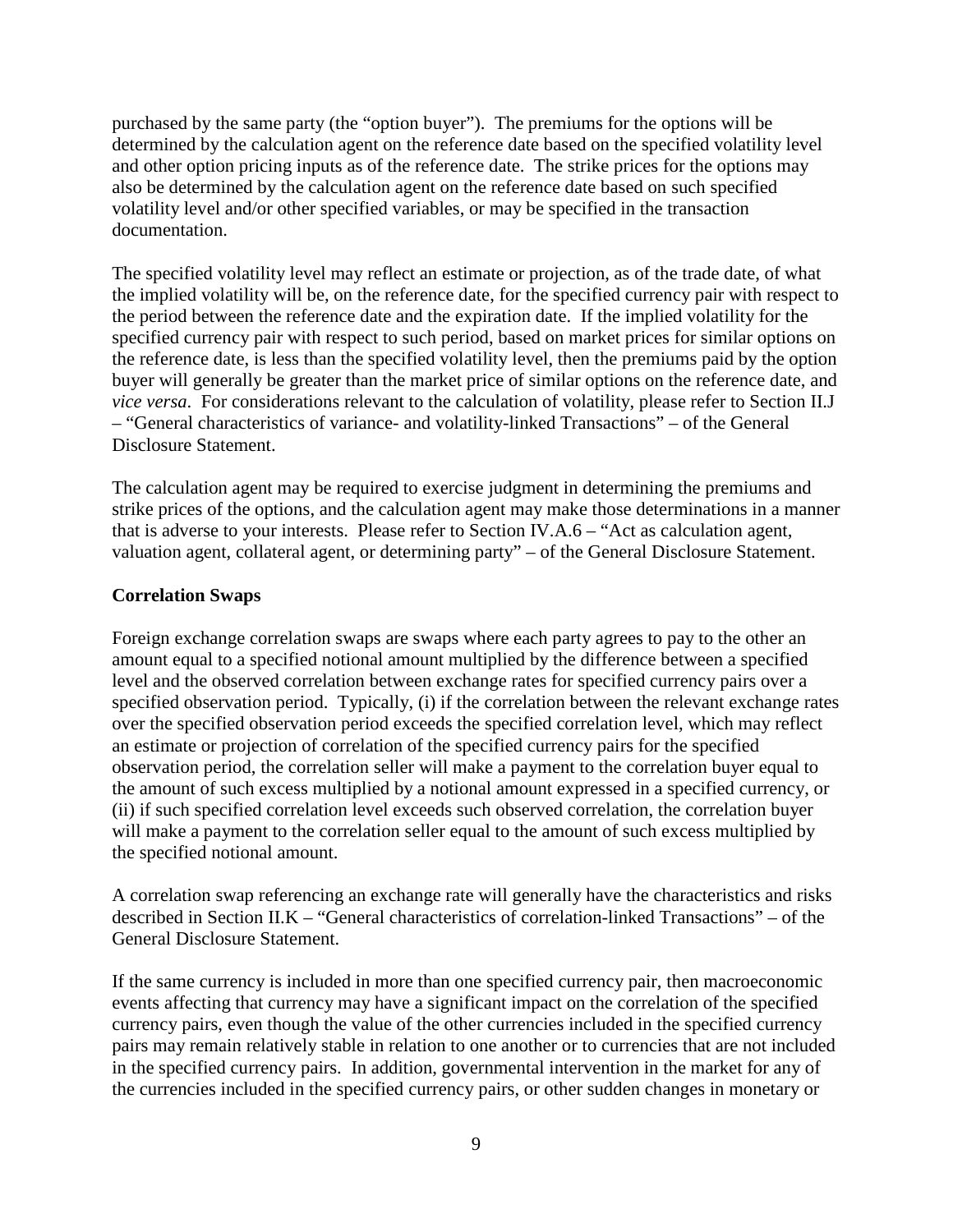purchased by the same party (the "option buyer"). The premiums for the options will be determined by the calculation agent on the reference date based on the specified volatility level and other option pricing inputs as of the reference date. The strike prices for the options may also be determined by the calculation agent on the reference date based on such specified volatility level and/or other specified variables, or may be specified in the transaction documentation.

The specified volatility level may reflect an estimate or projection, as of the trade date, of what the implied volatility will be, on the reference date, for the specified currency pair with respect to the period between the reference date and the expiration date. If the implied volatility for the specified currency pair with respect to such period, based on market prices for similar options on the reference date, is less than the specified volatility level, then the premiums paid by the option buyer will generally be greater than the market price of similar options on the reference date, and *vice versa*. For considerations relevant to the calculation of volatility, please refer to Section II.J – "General characteristics of variance- and volatility-linked Transactions" – of the General Disclosure Statement.

The calculation agent may be required to exercise judgment in determining the premiums and strike prices of the options, and the calculation agent may make those determinations in a manner that is adverse to your interests. Please refer to Section IV.A.6 – "Act as calculation agent, valuation agent, collateral agent, or determining party" – of the General Disclosure Statement.

**Correlation Swaps**

Foreign exchange correlation swaps are swaps where each party agrees to pay to the other an amount equal to a specified notional amount multiplied by the difference between a specified level and the observed correlation between exchange rates for specified currency pairs over a specified observation period. Typically, (i) if the correlation between the relevant exchange rates over the specified observation period exceeds the specified correlation level, which may reflect an estimate or projection of correlation of the specified currency pairs for the specified observation period, the correlation seller will make a payment to the correlation buyer equal to the amount of such excess multiplied by a notional amount expressed in a specified currency, or (ii) if such specified correlation level exceeds such observed correlation, the correlation buyer will make a payment to the correlation seller equal to the amount of such excess multiplied by the specified notional amount.

A correlation swap referencing an exchange rate will generally have the characteristics and risks described in Section II.K – "General characteristics of correlation-linked Transactions" – of the General Disclosure Statement.

If the same currency is included in more than one specified currency pair, then macroeconomic events affecting that currency may have a significant impact on the correlation of the specified currency pairs, even though the value of the other currencies included in the specified currency pairs may remain relatively stable in relation to one another or to currencies that are not included in the specified currency pairs. In addition, governmental intervention in the market for any of the currencies included in the specified currency pairs, or other sudden changes in monetary or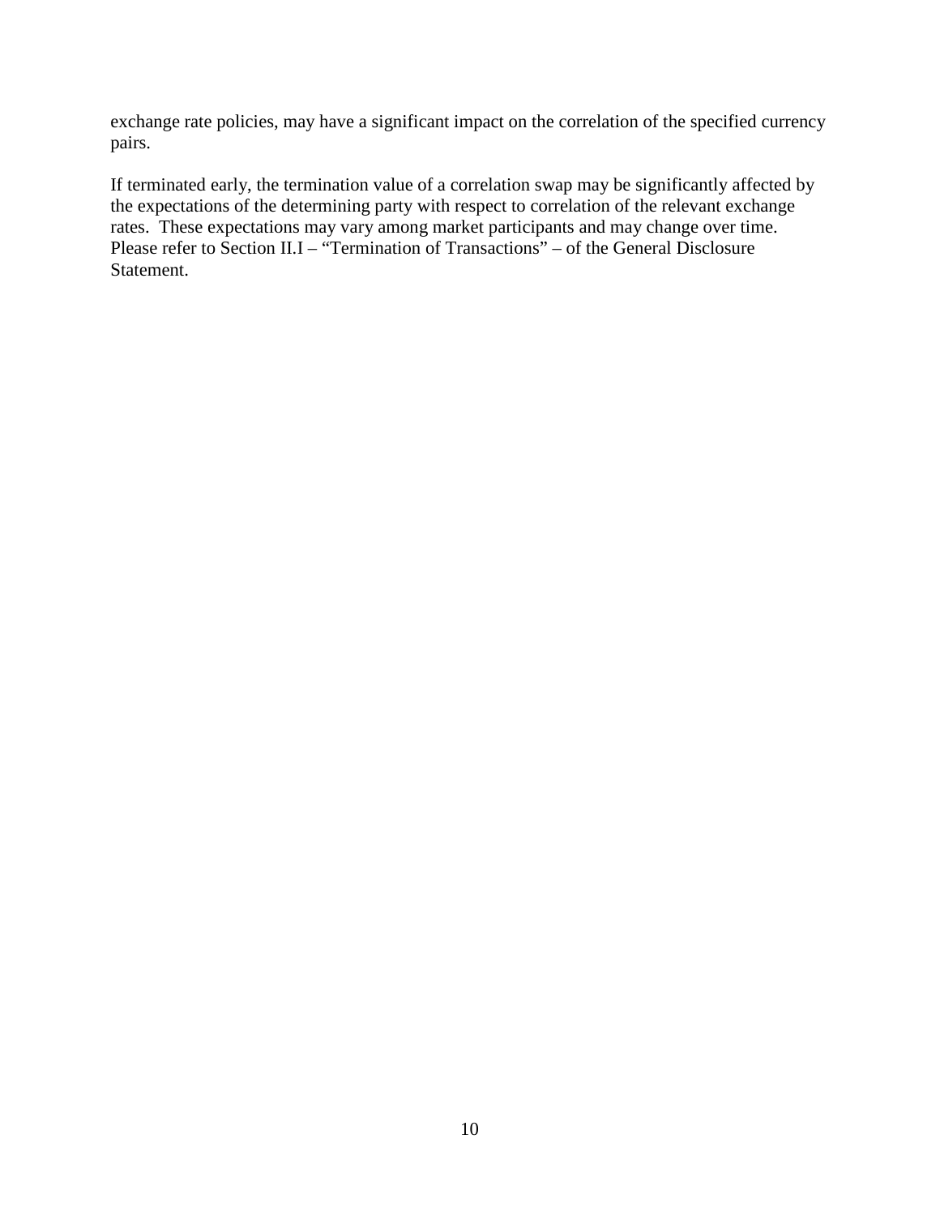exchange rate policies, may have a significant impact on the correlation of the specified currency pairs.

If terminated early, the termination value of a correlation swap may be significantly affected by the expectations of the determining party with respect to correlation of the relevant exchange rates. These expectations may vary among market participants and may change over time. Please refer to Section II.I – "Termination of Transactions" – of the General Disclosure Statement.